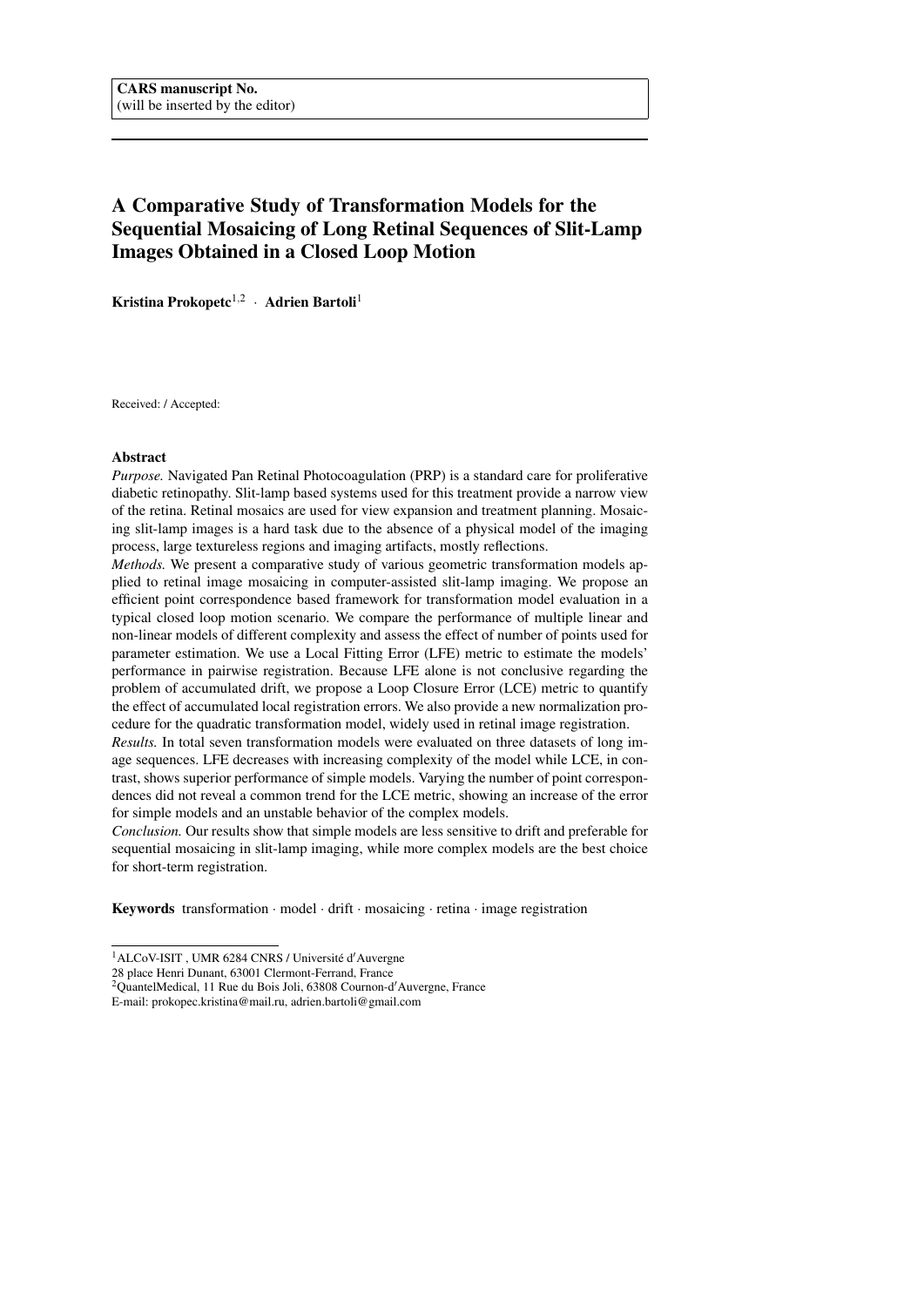**CARS manuscript No.**
(will be inserted by the editor)

# A Comparative Study of Transformation Models for the Sequential Mosaicing of Long Retinal Sequences of Slit-Lamp Images Obtained in a Closed Loop Motion

**Kristina Prokopetc**[1,2] · **Adrien Bartoli**[1]

Received: / Accepted:

## Abstract

*Purpose.* Navigated Pan Retinal Photocoagulation (PRP) is a standard care for proliferative diabetic retinopathy. Slit-lamp based systems used for this treatment provide a narrow view of the retina. Retinal mosaics are used for view expansion and treatment planning. Mosaicing slit-lamp images is a hard task due to the absence of a physical model of the imaging process, large textureless regions and imaging artifacts, mostly reflections.

*Methods.* We present a comparative study of various geometric transformation models applied to retinal image mosaicing in computer-assisted slit-lamp imaging. We propose an efficient point correspondence based framework for transformation model evaluation in a typical closed loop motion scenario. We compare the performance of multiple linear and non-linear models of different complexity and assess the effect of number of points used for parameter estimation. We use a Local Fitting Error (LFE) metric to estimate the models' performance in pairwise registration. Because LFE alone is not conclusive regarding the problem of accumulated drift, we propose a Loop Closure Error (LCE) metric to quantify the effect of accumulated local registration errors. We also provide a new normalization procedure for the quadratic transformation model, widely used in retinal image registration.

*Results.* In total seven transformation models were evaluated on three datasets of long image sequences. LFE decreases with increasing complexity of the model while LCE, in contrast, shows superior performance of simple models. Varying the number of point correspondences did not reveal a common trend for the LCE metric, showing an increase of the error for simple models and an unstable behavior of the complex models.

*Conclusion.* Our results show that simple models are less sensitive to drift and preferable for sequential mosaicing in slit-lamp imaging, while more complex models are the best choice for short-term registration.

**Keywords** transformation · model · drift · mosaicing · retina · image registration

---

[1]ALCoV-ISIT , UMR 6284 CNRS / Université d′Auvergne
28 place Henri Dunant, 63001 Clermont-Ferrand, France
[2]QuantelMedical, 11 Rue du Bois Joli, 63808 Cournon-d′Auvergne, France
E-mail: prokopec.kristina@mail.ru, adrien.bartoli@gmail.com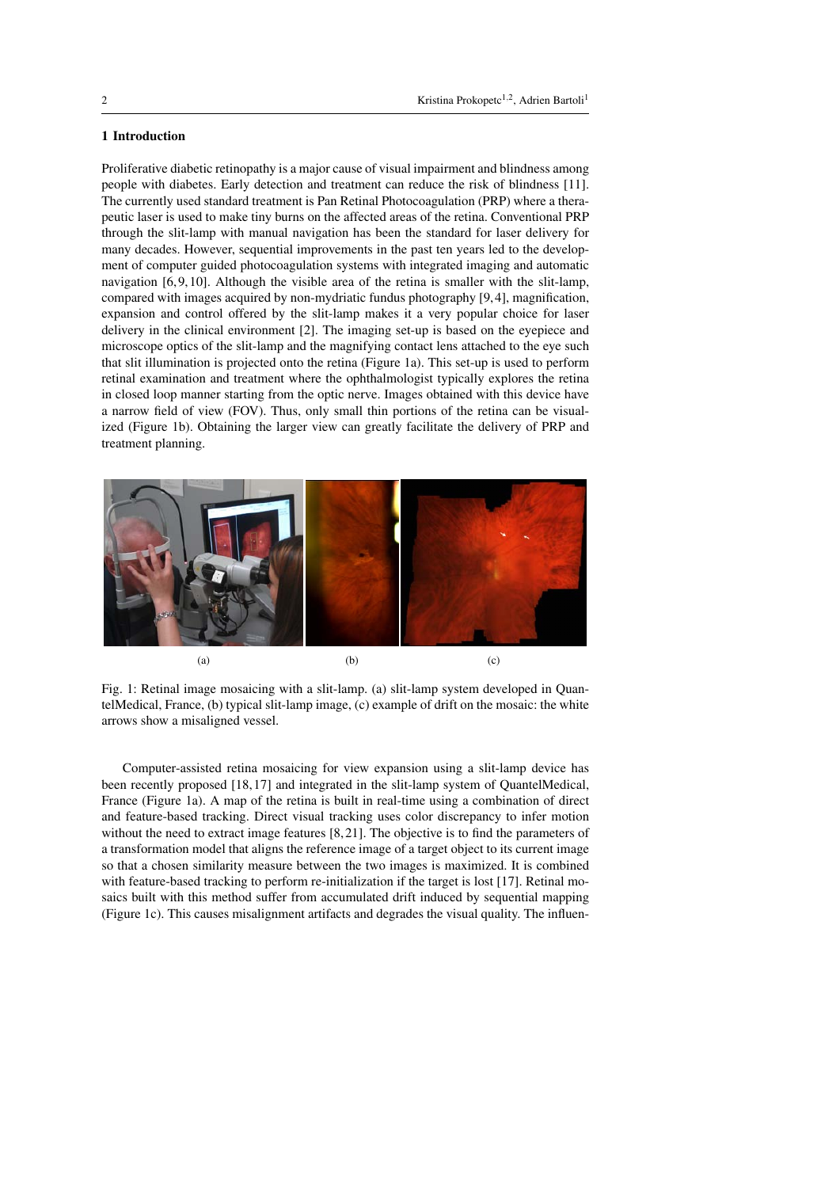## 1 Introduction

Proliferative diabetic retinopathy is a major cause of visual impairment and blindness among people with diabetes. Early detection and treatment can reduce the risk of blindness [11]. The currently used standard treatment is Pan Retinal Photocoagulation (PRP) where a therapeutic laser is used to make tiny burns on the affected areas of the retina. Conventional PRP through the slit-lamp with manual navigation has been the standard for laser delivery for many decades. However, sequential improvements in the past ten years led to the development of computer guided photocoagulation systems with integrated imaging and automatic navigation [6,9,10]. Although the visible area of the retina is smaller with the slit-lamp, compared with images acquired by non-mydriatic fundus photography [9,4], magnification, expansion and control offered by the slit-lamp makes it a very popular choice for laser delivery in the clinical environment [2]. The imaging set-up is based on the eyepiece and microscope optics of the slit-lamp and the magnifying contact lens attached to the eye such that slit illumination is projected onto the retina (Figure 1a). This set-up is used to perform retinal examination and treatment where the ophthalmologist typically explores the retina in closed loop manner starting from the optic nerve. Images obtained with this device have a narrow field of view (FOV). Thus, only small thin portions of the retina can be visualized (Figure 1b). Obtaining the larger view can greatly facilitate the delivery of PRP and treatment planning.

(a) (b) (c)

Fig. 1: Retinal image mosaicing with a slit-lamp. (a) slit-lamp system developed in QuantelMedical, France, (b) typical slit-lamp image, (c) example of drift on the mosaic: the white arrows show a misaligned vessel.

Computer-assisted retina mosaicing for view expansion using a slit-lamp device has been recently proposed [18,17] and integrated in the slit-lamp system of QuantelMedical, France (Figure 1a). A map of the retina is built in real-time using a combination of direct and feature-based tracking. Direct visual tracking uses color discrepancy to infer motion without the need to extract image features [8,21]. The objective is to find the parameters of a transformation model that aligns the reference image of a target object to its current image so that a chosen similarity measure between the two images is maximized. It is combined with feature-based tracking to perform re-initialization if the target is lost [17]. Retinal mosaics built with this method suffer from accumulated drift induced by sequential mapping (Figure 1c). This causes misalignment artifacts and degrades the visual quality. The influen-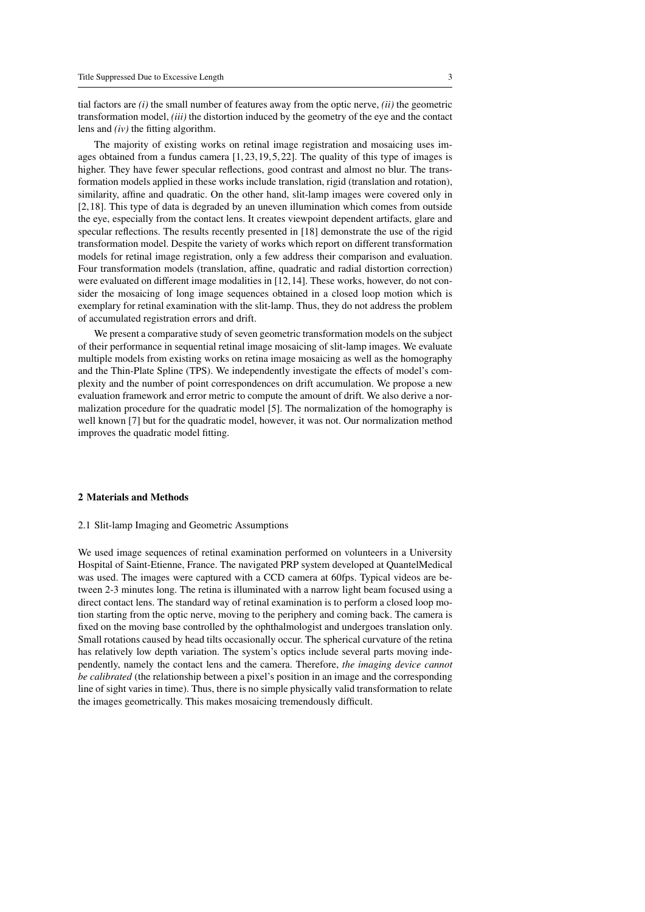tial factors are *(i)* the small number of features away from the optic nerve, *(ii)* the geometric transformation model, *(iii)* the distortion induced by the geometry of the eye and the contact lens and *(iv)* the fitting algorithm.

The majority of existing works on retinal image registration and mosaicing uses images obtained from a fundus camera [1,23,19,5,22]. The quality of this type of images is higher. They have fewer specular reflections, good contrast and almost no blur. The transformation models applied in these works include translation, rigid (translation and rotation), similarity, affine and quadratic. On the other hand, slit-lamp images were covered only in [2,18]. This type of data is degraded by an uneven illumination which comes from outside the eye, especially from the contact lens. It creates viewpoint dependent artifacts, glare and specular reflections. The results recently presented in [18] demonstrate the use of the rigid transformation model. Despite the variety of works which report on different transformation models for retinal image registration, only a few address their comparison and evaluation. Four transformation models (translation, affine, quadratic and radial distortion correction) were evaluated on different image modalities in [12,14]. These works, however, do not consider the mosaicing of long image sequences obtained in a closed loop motion which is exemplary for retinal examination with the slit-lamp. Thus, they do not address the problem of accumulated registration errors and drift.

We present a comparative study of seven geometric transformation models on the subject of their performance in sequential retinal image mosaicing of slit-lamp images. We evaluate multiple models from existing works on retina image mosaicing as well as the homography and the Thin-Plate Spline (TPS). We independently investigate the effects of model's complexity and the number of point correspondences on drift accumulation. We propose a new evaluation framework and error metric to compute the amount of drift. We also derive a normalization procedure for the quadratic model [5]. The normalization of the homography is well known [7] but for the quadratic model, however, it was not. Our normalization method improves the quadratic model fitting.

## 2 Materials and Methods

### 2.1 Slit-lamp Imaging and Geometric Assumptions

We used image sequences of retinal examination performed on volunteers in a University Hospital of Saint-Etienne, France. The navigated PRP system developed at QuantelMedical was used. The images were captured with a CCD camera at 60fps. Typical videos are between 2-3 minutes long. The retina is illuminated with a narrow light beam focused using a direct contact lens. The standard way of retinal examination is to perform a closed loop motion starting from the optic nerve, moving to the periphery and coming back. The camera is fixed on the moving base controlled by the ophthalmologist and undergoes translation only. Small rotations caused by head tilts occasionally occur. The spherical curvature of the retina has relatively low depth variation. The system's optics include several parts moving independently, namely the contact lens and the camera. Therefore, *the imaging device cannot be calibrated* (the relationship between a pixel's position in an image and the corresponding line of sight varies in time). Thus, there is no simple physically valid transformation to relate the images geometrically. This makes mosaicing tremendously difficult.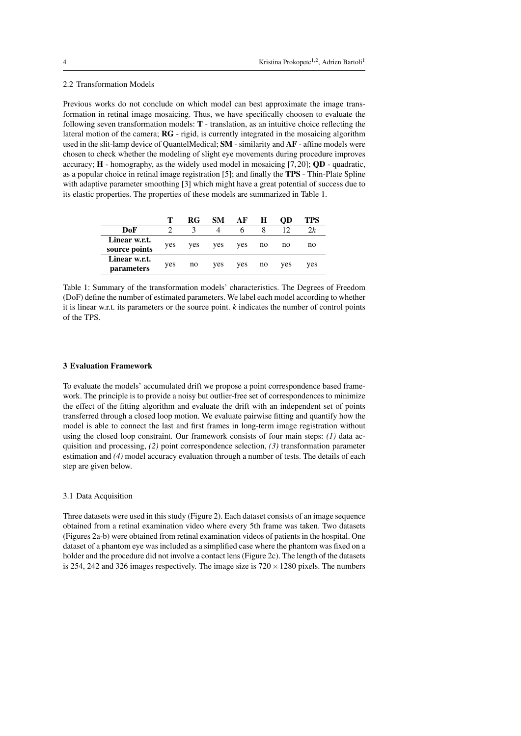### 2.2 Transformation Models

Previous works do not conclude on which model can best approximate the image transformation in retinal image mosaicing. Thus, we have specifically choosen to evaluate the following seven transformation models: **T** - translation, as an intuitive choice reflecting the lateral motion of the camera; **RG** - rigid, is currently integrated in the mosaicing algorithm used in the slit-lamp device of QuantelMedical; **SM** - similarity and **AF** - affine models were chosen to check whether the modeling of slight eye movements during procedure improves accuracy; **H** - homography, as the widely used model in mosaicing [7,20]; **QD** - quadratic, as a popular choice in retinal image registration [5]; and finally the **TPS** - Thin-Plate Spline with adaptive parameter smoothing [3] which might have a great potential of success due to its elastic properties. The properties of these models are summarized in Table 1.

| | **T** | **RG** | **SM** | **AF** | **H** | **QD** | **TPS** |
|---|---|---|---|---|---|---|---|
| **DoF** | 2 | 3 | 4 | 6 | 8 | 12 | $2k$ |
| **Linear w.r.t. source points** | yes | yes | yes | yes | no | no | no |
| **Linear w.r.t. parameters** | yes | no | yes | yes | no | yes | yes |

Table 1: Summary of the transformation models' characteristics. The Degrees of Freedom (DoF) define the number of estimated parameters. We label each model according to whether it is linear w.r.t. its parameters or the source point. $k$ indicates the number of control points of the TPS.

## 3 Evaluation Framework

To evaluate the models' accumulated drift we propose a point correspondence based framework. The principle is to provide a noisy but outlier-free set of correspondences to minimize the effect of the fitting algorithm and evaluate the drift with an independent set of points transferred through a closed loop motion. We evaluate pairwise fitting and quantify how the model is able to connect the last and first frames in long-term image registration without using the closed loop constraint. Our framework consists of four main steps: *(1)* data acquisition and processing, *(2)* point correspondence selection, *(3)* transformation parameter estimation and *(4)* model accuracy evaluation through a number of tests. The details of each step are given below.

### 3.1 Data Acquisition

Three datasets were used in this study (Figure 2). Each dataset consists of an image sequence obtained from a retinal examination video where every 5th frame was taken. Two datasets (Figures 2a-b) were obtained from retinal examination videos of patients in the hospital. One dataset of a phantom eye was included as a simplified case where the phantom was fixed on a holder and the procedure did not involve a contact lens (Figure 2c). The length of the datasets is 254, 242 and 326 images respectively. The image size is $720 \times 1280$ pixels. The numbers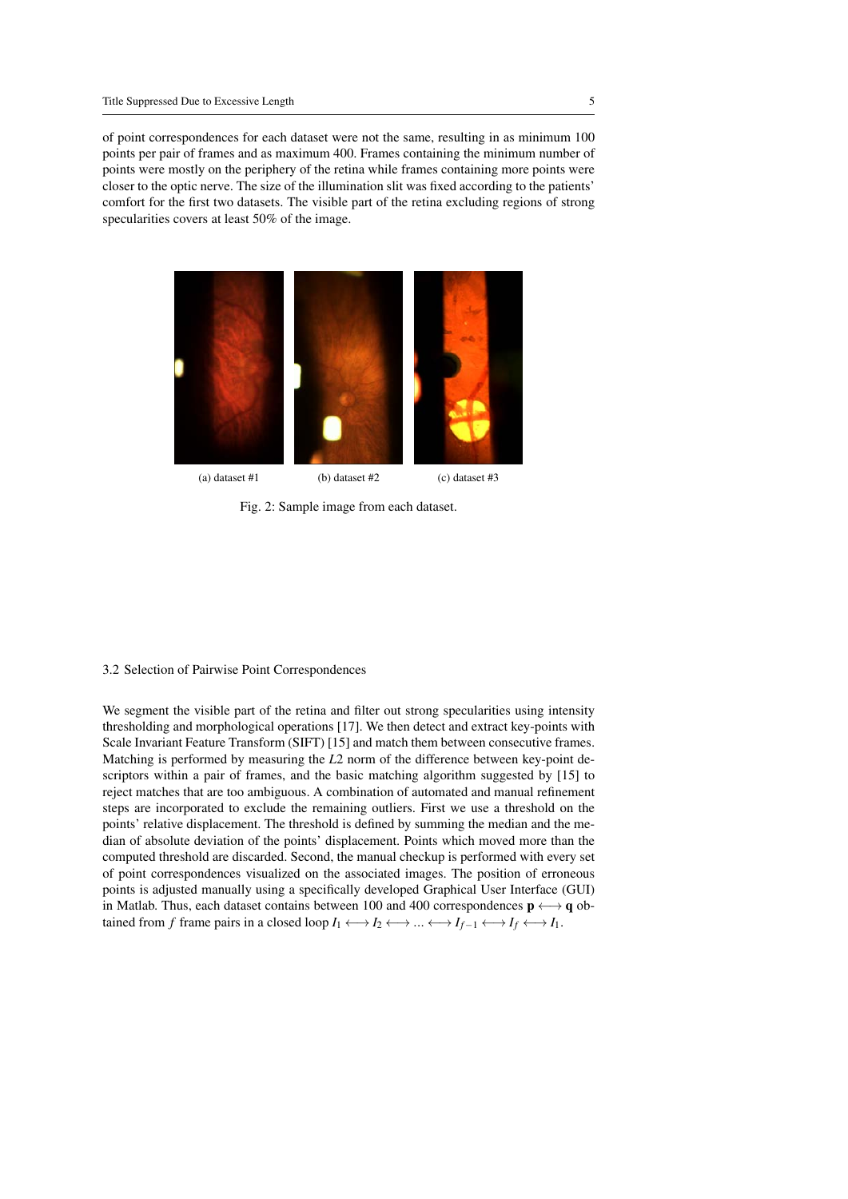of point correspondences for each dataset were not the same, resulting in as minimum 100 points per pair of frames and as maximum 400. Frames containing the minimum number of points were mostly on the periphery of the retina while frames containing more points were closer to the optic nerve. The size of the illumination slit was fixed according to the patients' comfort for the first two datasets. The visible part of the retina excluding regions of strong specularities covers at least 50% of the image.

(a) dataset #1 (b) dataset #2 (c) dataset #3

Fig. 2: Sample image from each dataset.

### 3.2 Selection of Pairwise Point Correspondences

We segment the visible part of the retina and filter out strong specularities using intensity thresholding and morphological operations [17]. We then detect and extract key-points with Scale Invariant Feature Transform (SIFT) [15] and match them between consecutive frames. Matching is performed by measuring the $L2$ norm of the difference between key-point descriptors within a pair of frames, and the basic matching algorithm suggested by [15] to reject matches that are too ambiguous. A combination of automated and manual refinement steps are incorporated to exclude the remaining outliers. First we use a threshold on the points' relative displacement. The threshold is defined by summing the median and the median of absolute deviation of the points' displacement. Points which moved more than the computed threshold are discarded. Second, the manual checkup is performed with every set of point correspondences visualized on the associated images. The position of erroneous points is adjusted manually using a specifically developed Graphical User Interface (GUI) in Matlab. Thus, each dataset contains between 100 and 400 correspondences $\mathbf{p} \longleftrightarrow \mathbf{q}$ obtained from $f$ frame pairs in a closed loop $I_1 \longleftrightarrow I_2 \longleftrightarrow ... \longleftrightarrow I_{f-1} \longleftrightarrow I_f \longleftrightarrow I_1$.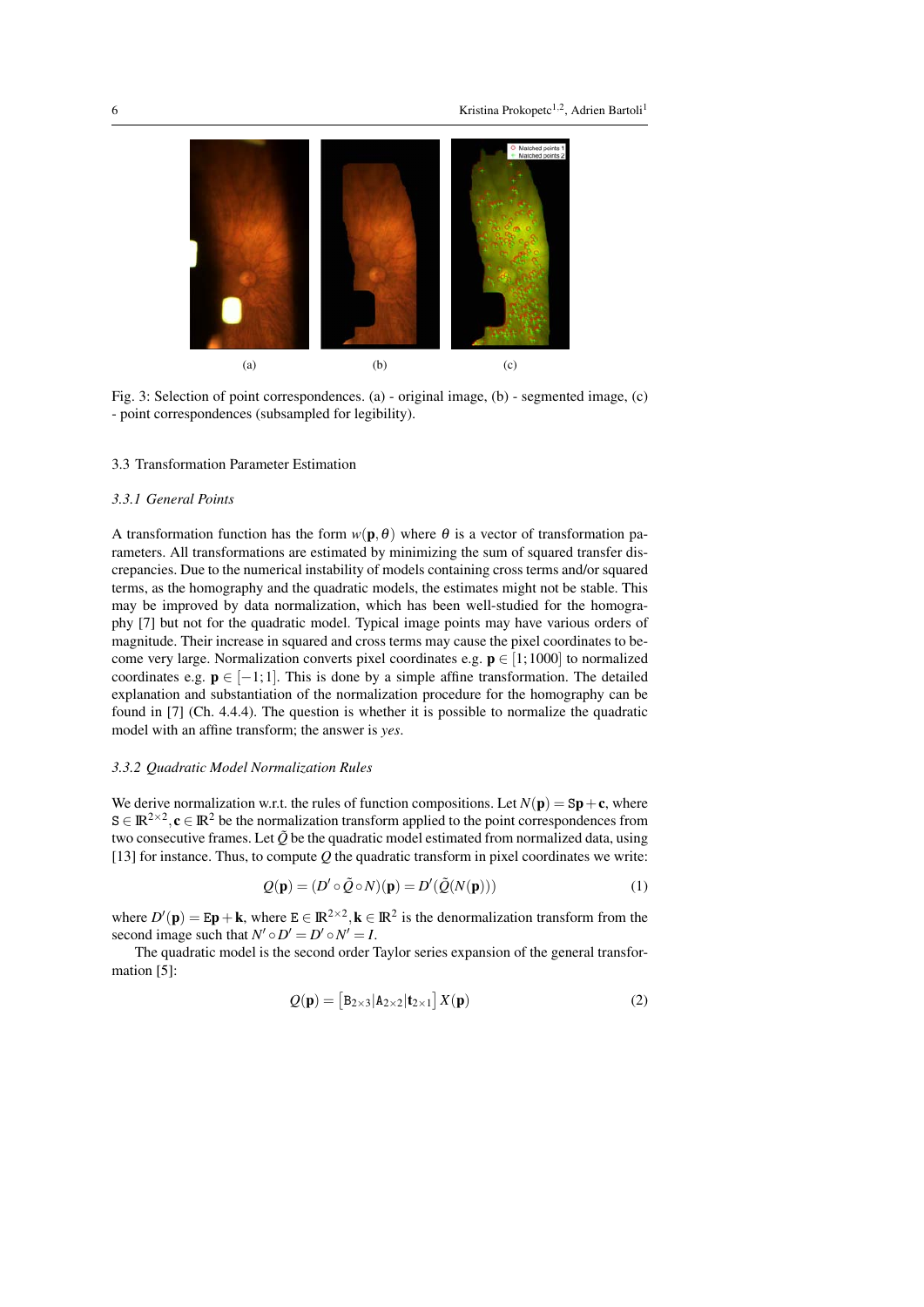(a) (b) (c)

Fig. 3: Selection of point correspondences. (a) - original image, (b) - segmented image, (c) - point correspondences (subsampled for legibility).

### 3.3 Transformation Parameter Estimation

#### *3.3.1 General Points*

A transformation function has the form $w(\mathbf{p}, \theta)$ where $\theta$ is a vector of transformation parameters. All transformations are estimated by minimizing the sum of squared transfer discrepancies. Due to the numerical instability of models containing cross terms and/or squared terms, as the homography and the quadratic models, the estimates might not be stable. This may be improved by data normalization, which has been well-studied for the homography [7] but not for the quadratic model. Typical image points may have various orders of magnitude. Their increase in squared and cross terms may cause the pixel coordinates to become very large. Normalization converts pixel coordinates e.g. $\mathbf{p} \in [1;1000]$ to normalized coordinates e.g. $\mathbf{p} \in [-1;1]$. This is done by a simple affine transformation. The detailed explanation and substantiation of the normalization procedure for the homography can be found in [7] (Ch. 4.4.4). The question is whether it is possible to normalize the quadratic model with an affine transform; the answer is *yes*.

#### *3.3.2 Quadratic Model Normalization Rules*

We derive normalization w.r.t. the rules of function compositions. Let $N(\mathbf{p}) = \mathtt{S}\mathbf{p} + \mathbf{c}$, where $\mathtt{S} \in \mathbb{R}^{2\times 2}, \mathbf{c} \in \mathbb{R}^2$ be the normalization transform applied to the point correspondences from two consecutive frames. Let $\tilde{Q}$ be the quadratic model estimated from normalized data, using [13] for instance. Thus, to compute $Q$ the quadratic transform in pixel coordinates we write:

$$Q(\mathbf{p}) = (D' \circ \tilde{Q} \circ N)(\mathbf{p}) = D'(\tilde{Q}(N(\mathbf{p}))) \tag{1}$$

where $D'(\mathbf{p}) = \mathtt{E}\mathbf{p} + \mathbf{k}$, where $\mathtt{E} \in \mathbb{R}^{2\times 2}, \mathbf{k} \in \mathbb{R}^2$ is the denormalization transform from the second image such that $N' \circ D' = D' \circ N' = I$.

The quadratic model is the second order Taylor series expansion of the general transformation [5]:

$$Q(\mathbf{p}) = \left[\mathtt{B}_{2\times 3} | \mathtt{A}_{2\times 2} | \mathbf{t}_{2\times 1}\right] X(\mathbf{p}) \tag{2}$$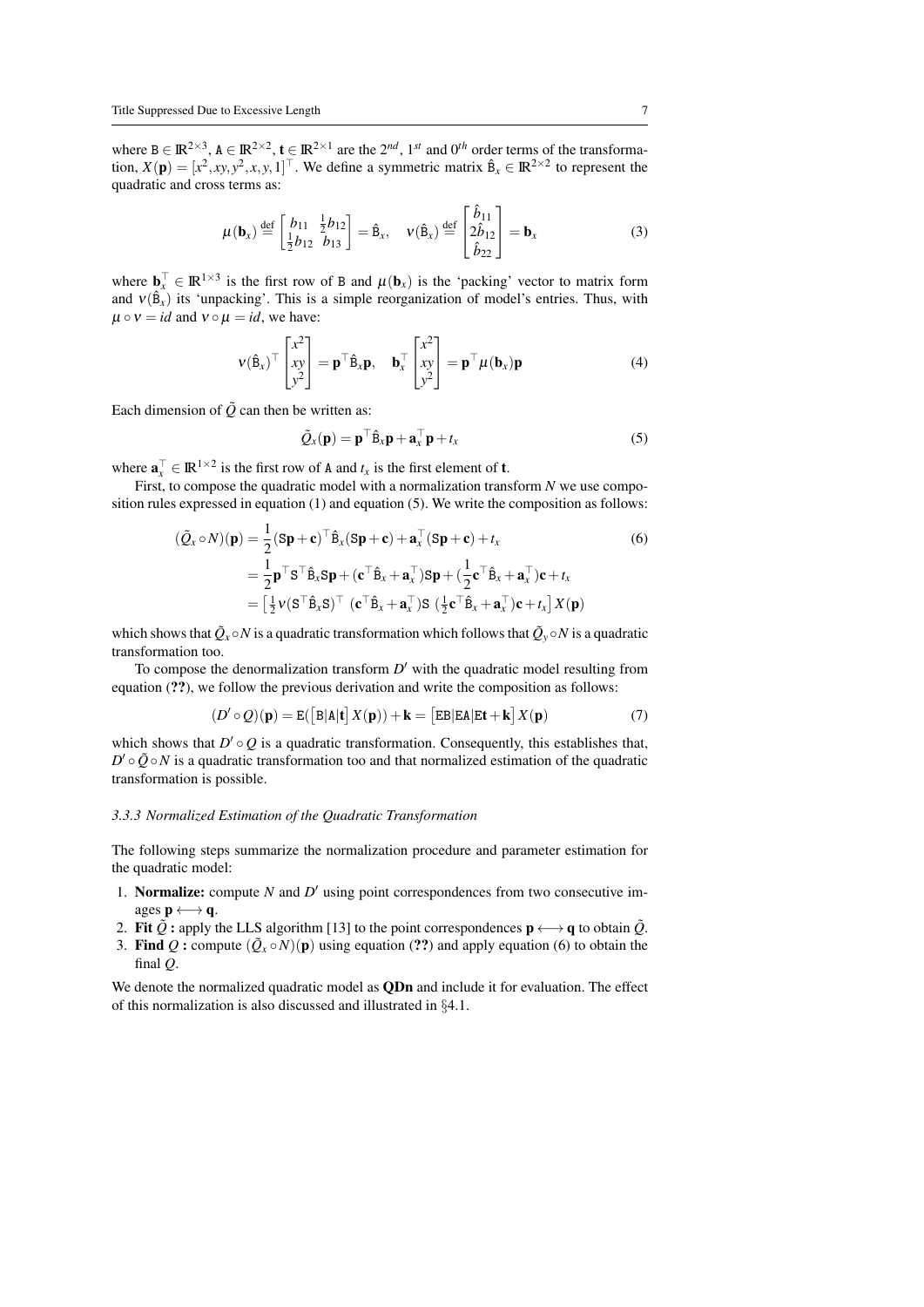where $\mathtt{B} \in \mathbb{R}^{2\times 3}$, $\mathtt{A} \in \mathbb{R}^{2\times 2}$, $\mathbf{t} \in \mathbb{R}^{2\times 1}$ are the $2^{nd}$, $1^{st}$ and $0^{th}$ order terms of the transformation, $X(\mathbf{p}) = [x^2, xy, y^2, x, y, 1]^\top$. We define a symmetric matrix $\hat{\mathtt{B}}_x \in \mathbb{R}^{2\times 2}$ to represent the quadratic and cross terms as:

$$\mu(\mathbf{b}_x) \stackrel{\text{def}}{=} \begin{bmatrix} b_{11} & \frac{1}{2}b_{12} \\ \frac{1}{2}b_{12} & b_{13} \end{bmatrix} = \hat{\mathtt{B}}_x, \quad \nu(\hat{\mathtt{B}}_x) \stackrel{\text{def}}{=} \begin{bmatrix} \hat{b}_{11} \\ 2\hat{b}_{12} \\ \hat{b}_{22} \end{bmatrix} = \mathbf{b}_x \tag{3}$$

where $\mathbf{b}_x^\top \in \mathbb{R}^{1\times 3}$ is the first row of $\mathtt{B}$ and $\mu(\mathbf{b}_x)$ is the 'packing' vector to matrix form and $\nu(\hat{\mathtt{B}}_x)$ its 'unpacking'. This is a simple reorganization of model's entries. Thus, with $\mu \circ \nu = id$ and $\nu \circ \mu = id$, we have:

$$\nu(\hat{\mathtt{B}}_x)^\top \begin{bmatrix} x^2 \\ xy \\ y^2 \end{bmatrix} = \mathbf{p}^\top \hat{\mathtt{B}}_x \mathbf{p}, \quad \mathbf{b}_x^\top \begin{bmatrix} x^2 \\ xy \\ y^2 \end{bmatrix} = \mathbf{p}^\top \mu(\mathbf{b}_x)\mathbf{p} \tag{4}$$

Each dimension of $\tilde{Q}$ can then be written as:

$$\tilde{Q}_x(\mathbf{p}) = \mathbf{p}^\top \hat{\mathtt{B}}_x \mathbf{p} + \mathbf{a}_x^\top \mathbf{p} + t_x \tag{5}$$

where $\mathbf{a}_x^\top \in \mathbb{R}^{1\times 2}$ is the first row of $\mathtt{A}$ and $t_x$ is the first element of $\mathbf{t}$.

First, to compose the quadratic model with a normalization transform $N$ we use composition rules expressed in equation (1) and equation (5). We write the composition as follows:

$$\begin{aligned} (\tilde{Q}_x \circ N)(\mathbf{p}) &= \frac{1}{2}(\mathtt{S}\mathbf{p} + \mathbf{c})^\top \hat{\mathtt{B}}_x (\mathtt{S}\mathbf{p} + \mathbf{c}) + \mathbf{a}_x^\top (\mathtt{S}\mathbf{p} + \mathbf{c}) + t_x \\ &= \frac{1}{2}\mathbf{p}^\top \mathtt{S}^\top \hat{\mathtt{B}}_x \mathtt{S}\mathbf{p} + (\mathbf{c}^\top \hat{\mathtt{B}}_x + \mathbf{a}_x^\top)\mathtt{S}\mathbf{p} + (\frac{1}{2}\mathbf{c}^\top \hat{\mathtt{B}}_x + \mathbf{a}_x^\top)\mathbf{c} + t_x \\ &= \left[ \tfrac{1}{2}\nu(\mathtt{S}^\top \hat{\mathtt{B}}_x \mathtt{S})^\top \; (\mathbf{c}^\top \hat{\mathtt{B}}_x + \mathbf{a}_x^\top)\mathtt{S} \; (\tfrac{1}{2}\mathbf{c}^\top \hat{\mathtt{B}}_x + \mathbf{a}_x^\top)\mathbf{c} + t_x \right] X(\mathbf{p}) \end{aligned} \tag{6}$$

which shows that $\tilde{Q}_x \circ N$ is a quadratic transformation which follows that $\tilde{Q}_y \circ N$ is a quadratic transformation too.

To compose the denormalization transform $D'$ with the quadratic model resulting from equation (??), we follow the previous derivation and write the composition as follows:

$$(D' \circ Q)(\mathbf{p}) = \mathtt{E}(\left[\mathtt{B}|\mathtt{A}|\mathbf{t}\right] X(\mathbf{p})) + \mathbf{k} = \left[\mathtt{EB}|\mathtt{EA}|\mathtt{E}\mathbf{t} + \mathbf{k}\right] X(\mathbf{p}) \tag{7}$$

which shows that $D' \circ Q$ is a quadratic transformation. Consequently, this establishes that, $D' \circ \tilde{Q} \circ N$ is a quadratic transformation too and that normalized estimation of the quadratic transformation is possible.

### 3.3.3 Normalized Estimation of the Quadratic Transformation

The following steps summarize the normalization procedure and parameter estimation for the quadratic model:

1. **Normalize:** compute $N$ and $D'$ using point correspondences from two consecutive images $\mathbf{p} \longleftrightarrow \mathbf{q}$.
2. **Fit $\tilde{Q}$ :** apply the LLS algorithm [13] to the point correspondences $\mathbf{p} \longleftrightarrow \mathbf{q}$ to obtain $\tilde{Q}$.
3. **Find $Q$ :** compute $(\tilde{Q}_x \circ N)(\mathbf{p})$ using equation (??) and apply equation (6) to obtain the final $Q$.

We denote the normalized quadratic model as **QDn** and include it for evaluation. The effect of this normalization is also discussed and illustrated in §4.1.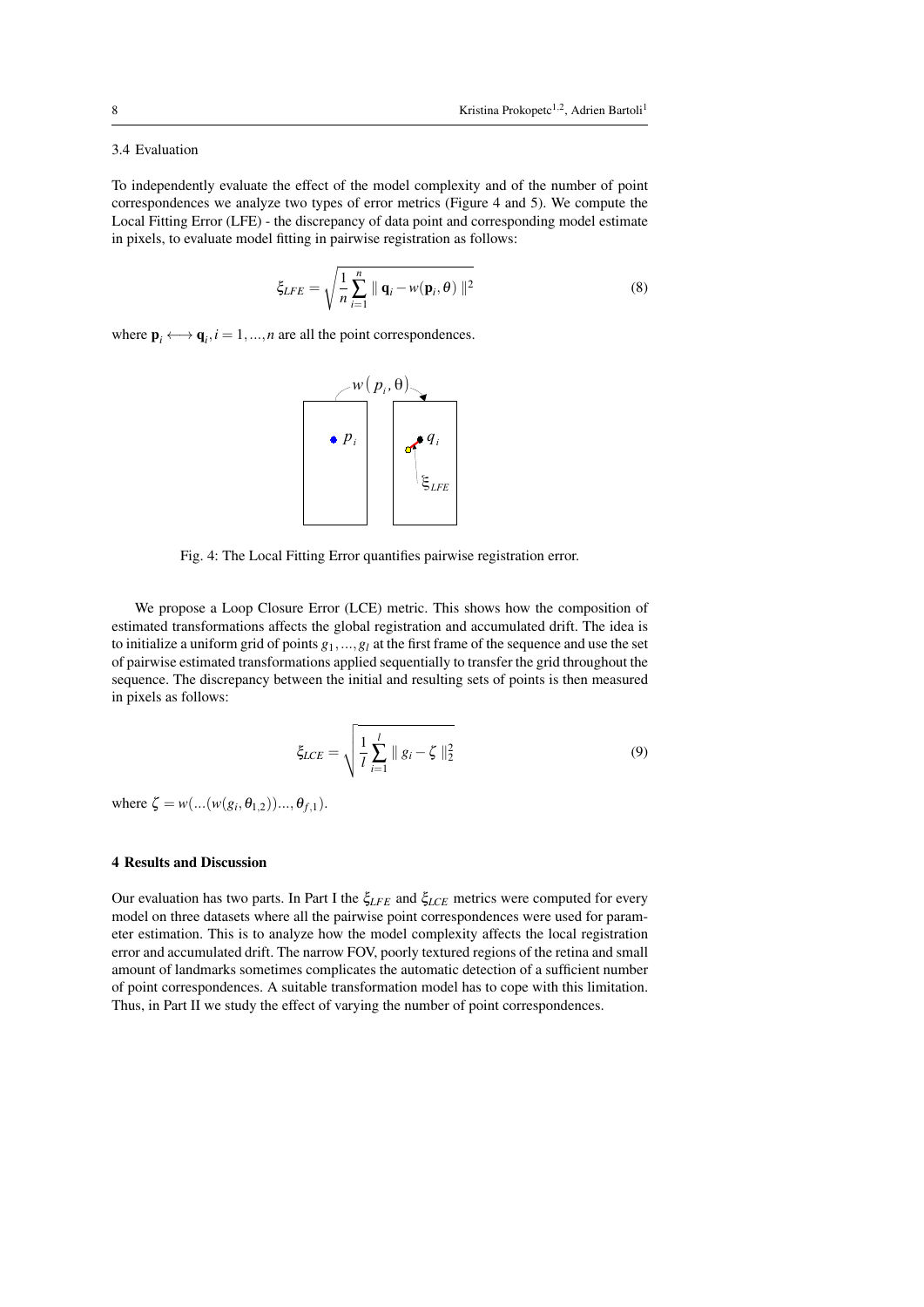### 3.4 Evaluation

To independently evaluate the effect of the model complexity and of the number of point correspondences we analyze two types of error metrics (Figure 4 and 5). We compute the Local Fitting Error (LFE) - the discrepancy of data point and corresponding model estimate in pixels, to evaluate model fitting in pairwise registration as follows:

$$\xi_{LFE} = \sqrt{\frac{1}{n}\sum_{i=1}^{n} \| \mathbf{q}_i - w(\mathbf{p}_i, \theta) \|^2} \tag{8}$$

where $\mathbf{p}_i \longleftrightarrow \mathbf{q}_i, i = 1, ..., n$ are all the point correspondences.

Fig. 4: The Local Fitting Error quantifies pairwise registration error.

We propose a Loop Closure Error (LCE) metric. This shows how the composition of estimated transformations affects the global registration and accumulated drift. The idea is to initialize a uniform grid of points $g_1, ..., g_l$ at the first frame of the sequence and use the set of pairwise estimated transformations applied sequentially to transfer the grid throughout the sequence. The discrepancy between the initial and resulting sets of points is then measured in pixels as follows:

$$\xi_{LCE} = \sqrt{\frac{1}{l}\sum_{i=1}^{l} \| g_i - \zeta \|_2^2} \tag{9}$$

where $\zeta = w(...(w(g_i, \theta_{1,2}))..., \theta_{f,1})$.

## 4 Results and Discussion

Our evaluation has two parts. In Part I the $\xi_{LFE}$ and $\xi_{LCE}$ metrics were computed for every model on three datasets where all the pairwise point correspondences were used for parameter estimation. This is to analyze how the model complexity affects the local registration error and accumulated drift. The narrow FOV, poorly textured regions of the retina and small amount of landmarks sometimes complicates the automatic detection of a sufficient number of point correspondences. A suitable transformation model has to cope with this limitation. Thus, in Part II we study the effect of varying the number of point correspondences.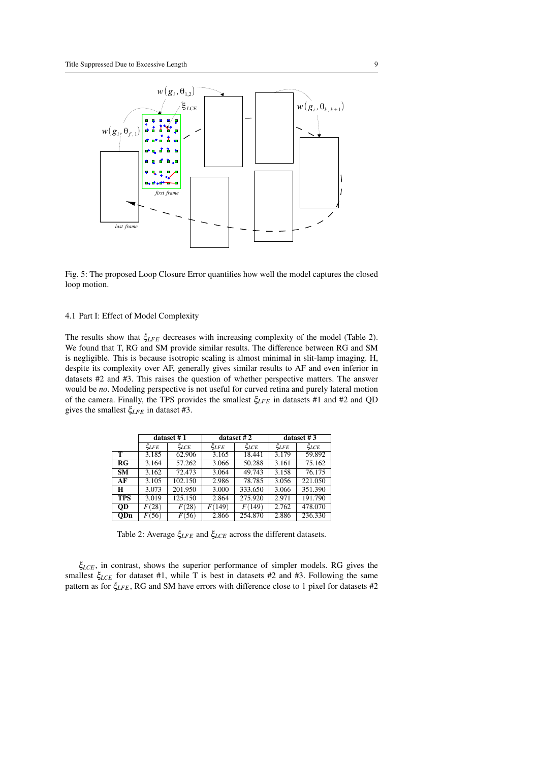Fig. 5: The proposed Loop Closure Error quantifies how well the model captures the closed loop motion.

### 4.1 Part I: Effect of Model Complexity

The results show that $\xi_{LFE}$ decreases with increasing complexity of the model (Table 2). We found that T, RG and SM provide similar results. The difference between RG and SM is negligible. This is because isotropic scaling is almost minimal in slit-lamp imaging. H, despite its complexity over AF, generally gives similar results to AF and even inferior in datasets #2 and #3. This raises the question of whether perspective matters. The answer would be *no*. Modeling perspective is not useful for curved retina and purely lateral motion of the camera. Finally, the TPS provides the smallest $\xi_{LFE}$ in datasets #1 and #2 and QD gives the smallest $\xi_{LFE}$ in dataset #3.

| | dataset # 1 | | dataset # 2 | | dataset # 3 | |
|---|---|---|---|---|---|---|
| | $\xi_{LFE}$ | $\xi_{LCE}$ | $\xi_{LFE}$ | $\xi_{LCE}$ | $\xi_{LFE}$ | $\xi_{LCE}$ |
| **T** | 3.185 | 62.906 | 3.165 | 18.441 | 3.179 | 59.892 |
| **RG** | 3.164 | 57.262 | 3.066 | 50.288 | 3.161 | 75.162 |
| **SM** | 3.162 | 72.473 | 3.064 | 49.743 | 3.158 | 76.175 |
| **AF** | 3.105 | 102.150 | 2.986 | 78.785 | 3.056 | 221.050 |
| **H** | 3.073 | 201.950 | 3.000 | 333.650 | 3.066 | 351.390 |
| **TPS** | 3.019 | 125.150 | 2.864 | 275.920 | 2.971 | 191.790 |
| **QD** | $F(28)$ | $F(28)$ | $F(149)$ | $F(149)$ | 2.762 | 478.070 |
| **QDn** | $F(56)$ | $F(56)$ | 2.866 | 254.870 | 2.886 | 236.330 |

Table 2: Average $\xi_{LFE}$ and $\xi_{LCE}$ across the different datasets.

$\xi_{LCE}$, in contrast, shows the superior performance of simpler models. RG gives the smallest $\xi_{LCE}$ for dataset #1, while T is best in datasets #2 and #3. Following the same pattern as for $\xi_{LFE}$, RG and SM have errors with difference close to 1 pixel for datasets #2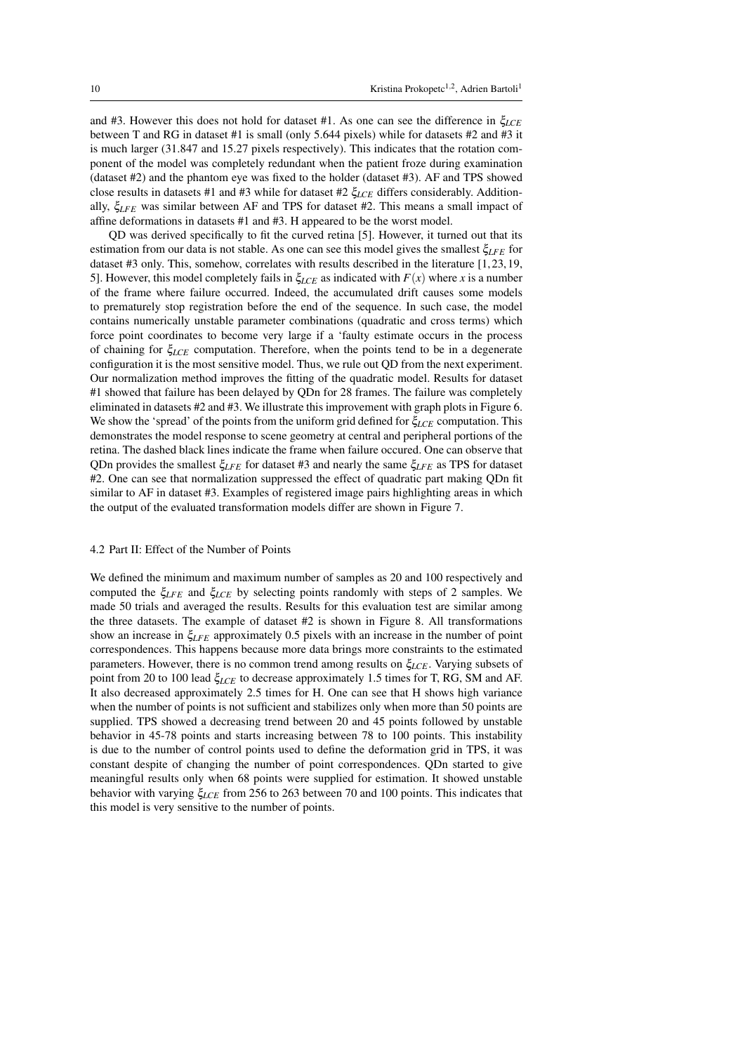and #3. However this does not hold for dataset #1. As one can see the difference in $\xi_{LCE}$ between T and RG in dataset #1 is small (only 5.644 pixels) while for datasets #2 and #3 it is much larger (31.847 and 15.27 pixels respectively). This indicates that the rotation component of the model was completely redundant when the patient froze during examination (dataset #2) and the phantom eye was fixed to the holder (dataset #3). AF and TPS showed close results in datasets #1 and #3 while for dataset #2 $\xi_{LCE}$ differs considerably. Additionally, $\xi_{LFE}$ was similar between AF and TPS for dataset #2. This means a small impact of affine deformations in datasets #1 and #3. H appeared to be the worst model.

QD was derived specifically to fit the curved retina [5]. However, it turned out that its estimation from our data is not stable. As one can see this model gives the smallest $\xi_{LFE}$ for dataset #3 only. This, somehow, correlates with results described in the literature [1, 23, 19, 5]. However, this model completely fails in $\xi_{LCE}$ as indicated with $F(x)$ where $x$ is a number of the frame where failure occurred. Indeed, the accumulated drift causes some models to prematurely stop registration before the end of the sequence. In such case, the model contains numerically unstable parameter combinations (quadratic and cross terms) which force point coordinates to become very large if a 'faulty estimate occurs in the process of chaining for $\xi_{LCE}$ computation. Therefore, when the points tend to be in a degenerate configuration it is the most sensitive model. Thus, we rule out QD from the next experiment. Our normalization method improves the fitting of the quadratic model. Results for dataset #1 showed that failure has been delayed by QDn for 28 frames. The failure was completely eliminated in datasets #2 and #3. We illustrate this improvement with graph plots in Figure 6. We show the 'spread' of the points from the uniform grid defined for $\xi_{LCE}$ computation. This demonstrates the model response to scene geometry at central and peripheral portions of the retina. The dashed black lines indicate the frame when failure occured. One can observe that QDn provides the smallest $\xi_{LFE}$ for dataset #3 and nearly the same $\xi_{LFE}$ as TPS for dataset #2. One can see that normalization suppressed the effect of quadratic part making QDn fit similar to AF in dataset #3. Examples of registered image pairs highlighting areas in which the output of the evaluated transformation models differ are shown in Figure 7.

### 4.2 Part II: Effect of the Number of Points

We defined the minimum and maximum number of samples as 20 and 100 respectively and computed the $\xi_{LFE}$ and $\xi_{LCE}$ by selecting points randomly with steps of 2 samples. We made 50 trials and averaged the results. Results for this evaluation test are similar among the three datasets. The example of dataset #2 is shown in Figure 8. All transformations show an increase in $\xi_{LFE}$ approximately 0.5 pixels with an increase in the number of point correspondences. This happens because more data brings more constraints to the estimated parameters. However, there is no common trend among results on $\xi_{LCE}$. Varying subsets of point from 20 to 100 lead $\xi_{LCE}$ to decrease approximately 1.5 times for T, RG, SM and AF. It also decreased approximately 2.5 times for H. One can see that H shows high variance when the number of points is not sufficient and stabilizes only when more than 50 points are supplied. TPS showed a decreasing trend between 20 and 45 points followed by unstable behavior in 45-78 points and starts increasing between 78 to 100 points. This instability is due to the number of control points used to define the deformation grid in TPS, it was constant despite of changing the number of point correspondences. QDn started to give meaningful results only when 68 points were supplied for estimation. It showed unstable behavior with varying $\xi_{LCE}$ from 256 to 263 between 70 and 100 points. This indicates that this model is very sensitive to the number of points.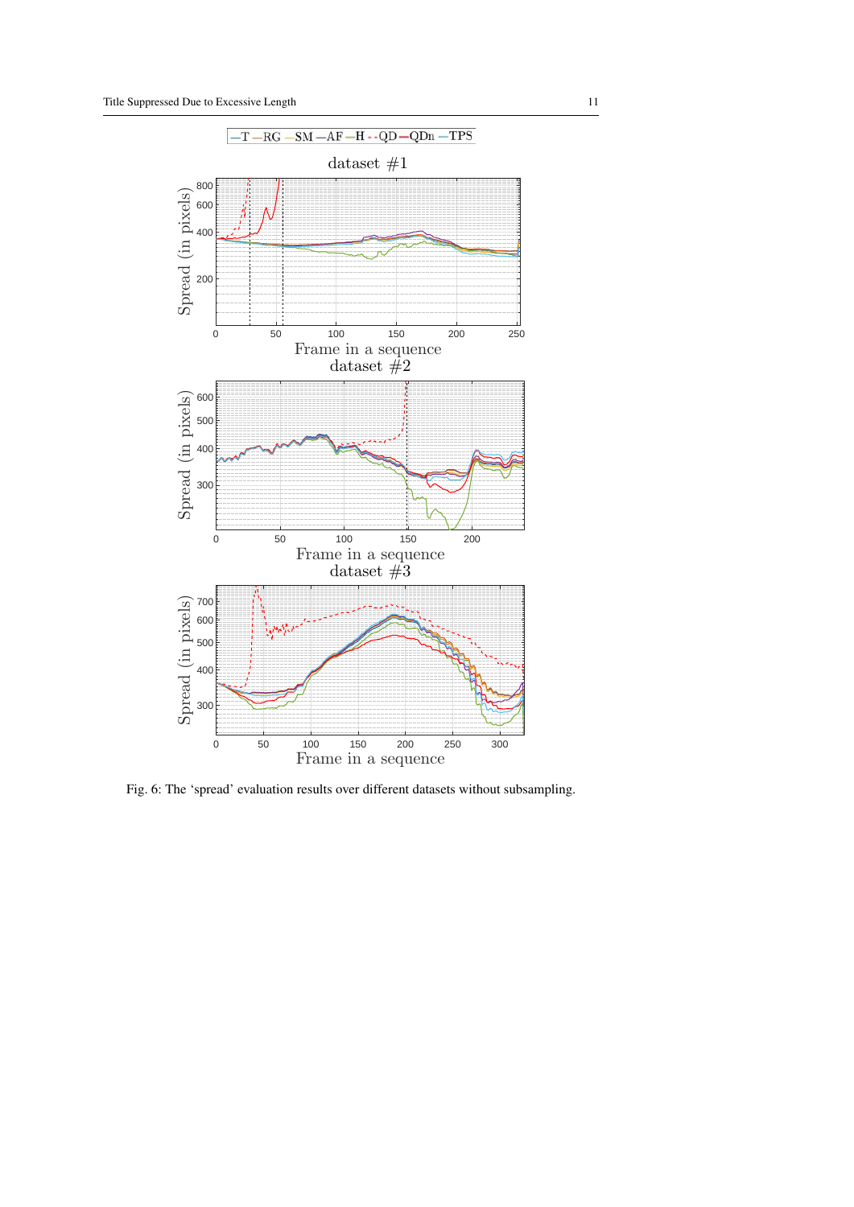Fig. 6: The 'spread' evaluation results over different datasets without subsampling.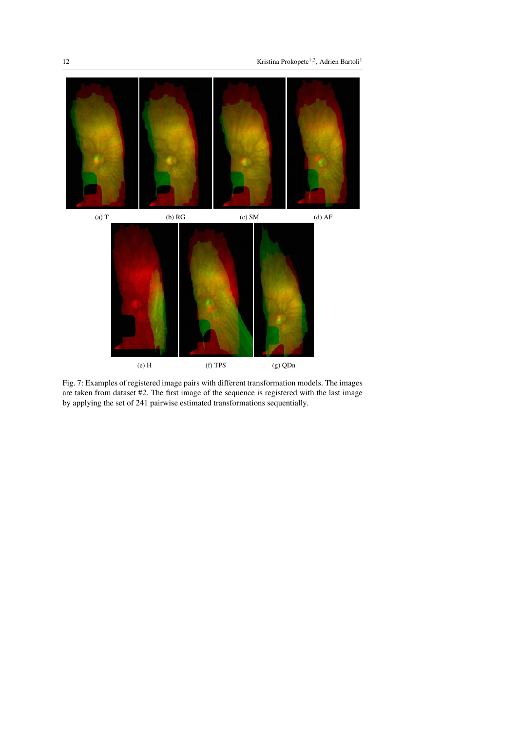(a) T (b) RG (c) SM (d) AF

(e) H (f) TPS (g) QDn

Fig. 7: Examples of registered image pairs with different transformation models. The images are taken from dataset #2. The first image of the sequence is registered with the last image by applying the set of 241 pairwise estimated transformations sequentially.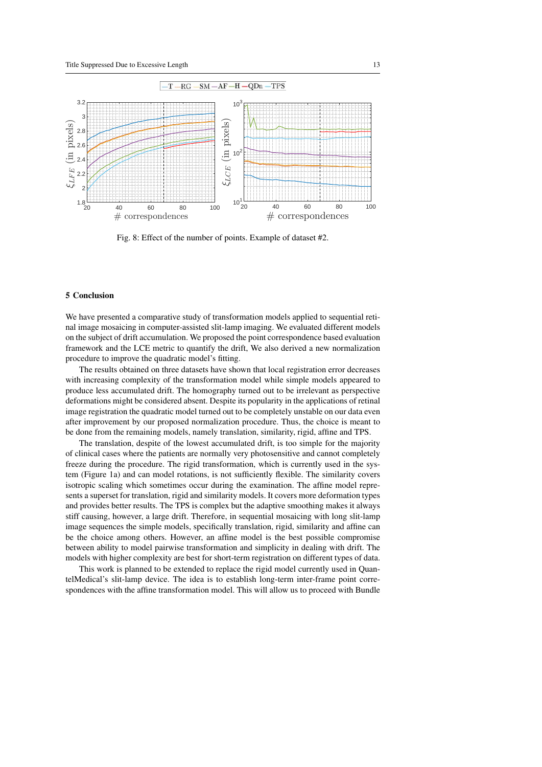—T —RG —SM —AF —H —QDn —TPS

$\xi_{LFE}$ (in pixels)

3.2
3
2.8
2.6
2.4
2.2
2
1.8

20 40 60 80 100

# correspondences

$\xi_{LCE}$ (in pixels)

$10^3$
$10^2$
$10^1$

20 40 60 80 100

# correspondences

Fig. 8: Effect of the number of points. Example of dataset #2.

## 5 Conclusion

We have presented a comparative study of transformation models applied to sequential retinal image mosaicing in computer-assisted slit-lamp imaging. We evaluated different models on the subject of drift accumulation. We proposed the point correspondence based evaluation framework and the LCE metric to quantify the drift, We also derived a new normalization procedure to improve the quadratic model's fitting.

The results obtained on three datasets have shown that local registration error decreases with increasing complexity of the transformation model while simple models appeared to produce less accumulated drift. The homography turned out to be irrelevant as perspective deformations might be considered absent. Despite its popularity in the applications of retinal image registration the quadratic model turned out to be completely unstable on our data even after improvement by our proposed normalization procedure. Thus, the choice is meant to be done from the remaining models, namely translation, similarity, rigid, affine and TPS.

The translation, despite of the lowest accumulated drift, is too simple for the majority of clinical cases where the patients are normally very photosensitive and cannot completely freeze during the procedure. The rigid transformation, which is currently used in the system (Figure 1a) and can model rotations, is not sufficiently flexible. The similarity covers isotropic scaling which sometimes occur during the examination. The affine model represents a superset for translation, rigid and similarity models. It covers more deformation types and provides better results. The TPS is complex but the adaptive smoothing makes it always stiff causing, however, a large drift. Therefore, in sequential mosaicing with long slit-lamp image sequences the simple models, specifically translation, rigid, similarity and affine can be the choice among others. However, an affine model is the best possible compromise between ability to model pairwise transformation and simplicity in dealing with drift. The models with higher complexity are best for short-term registration on different types of data.

This work is planned to be extended to replace the rigid model currently used in QuantelMedical's slit-lamp device. The idea is to establish long-term inter-frame point correspondences with the affine transformation model. This will allow us to proceed with Bundle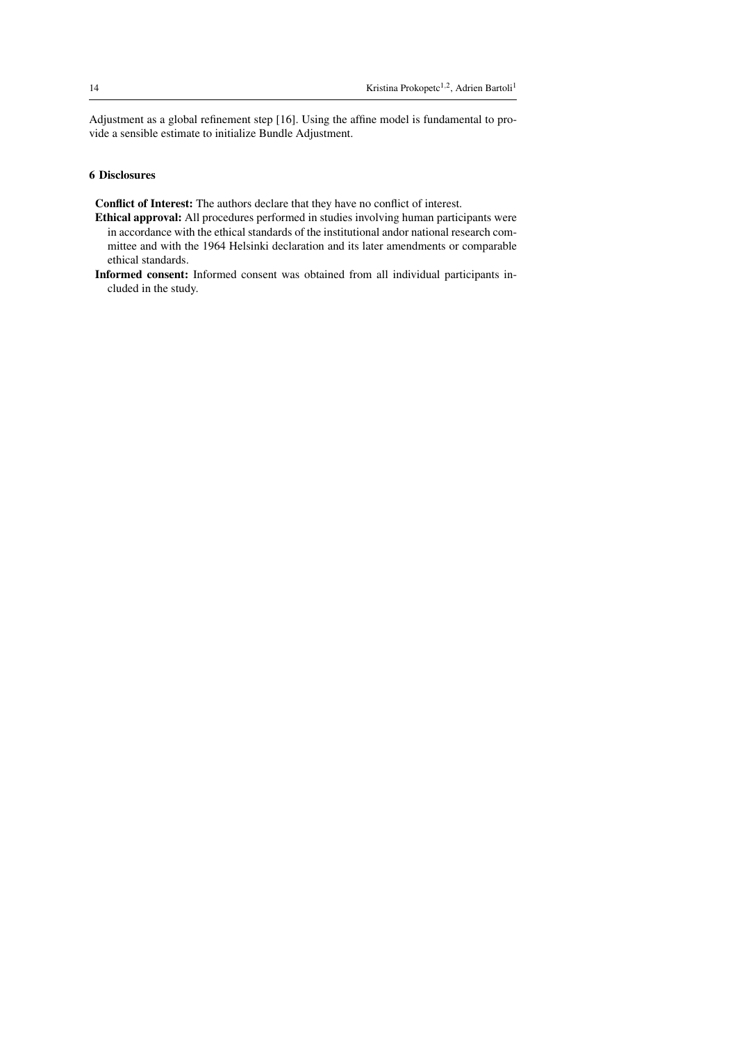Adjustment as a global refinement step [16]. Using the affine model is fundamental to provide a sensible estimate to initialize Bundle Adjustment.

## 6 Disclosures

**Conflict of Interest:** The authors declare that they have no conflict of interest.

**Ethical approval:** All procedures performed in studies involving human participants were in accordance with the ethical standards of the institutional andor national research committee and with the 1964 Helsinki declaration and its later amendments or comparable ethical standards.

**Informed consent:** Informed consent was obtained from all individual participants included in the study.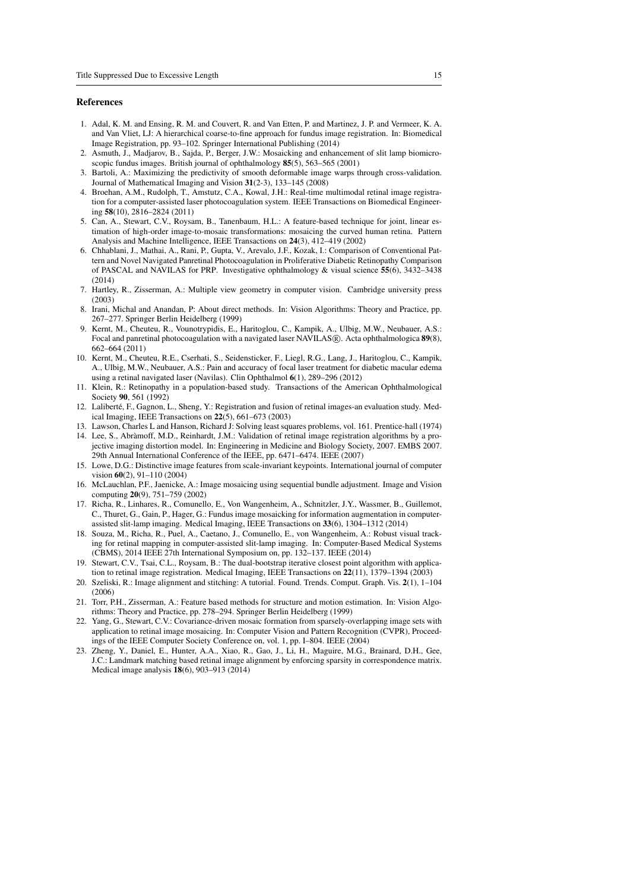## References

1. Adal, K. M. and Ensing, R. M. and Couvert, R. and Van Etten, P. and Martinez, J. P. and Vermeer, K. A. and Van Vliet, LJ: A hierarchical coarse-to-fine approach for fundus image registration. In: Biomedical Image Registration, pp. 93–102. Springer International Publishing (2014)
2. Asmuth, J., Madjarov, B., Sajda, P., Berger, J.W.: Mosaicking and enhancement of slit lamp biomicroscopic fundus images. British journal of ophthalmology **85**(5), 563–565 (2001)
3. Bartoli, A.: Maximizing the predictivity of smooth deformable image warps through cross-validation. Journal of Mathematical Imaging and Vision **31**(2-3), 133–145 (2008)
4. Broehan, A.M., Rudolph, T., Amstutz, C.A., Kowal, J.H.: Real-time multimodal retinal image registration for a computer-assisted laser photocoagulation system. IEEE Transactions on Biomedical Engineering **58**(10), 2816–2824 (2011)
5. Can, A., Stewart, C.V., Roysam, B., Tanenbaum, H.L.: A feature-based technique for joint, linear estimation of high-order image-to-mosaic transformations: mosaicing the curved human retina. Pattern Analysis and Machine Intelligence, IEEE Transactions on **24**(3), 412–419 (2002)
6. Chhablani, J., Mathai, A., Rani, P., Gupta, V., Arevalo, J.F., Kozak, I.: Comparison of Conventional Pattern and Novel Navigated Panretinal Photocoagulation in Proliferative Diabetic Retinopathy Comparison of PASCAL and NAVILAS for PRP. Investigative ophthalmology & visual science **55**(6), 3432–3438 (2014)
7. Hartley, R., Zisserman, A.: Multiple view geometry in computer vision. Cambridge university press (2003)
8. Irani, Michal and Anandan, P: About direct methods. In: Vision Algorithms: Theory and Practice, pp. 267–277. Springer Berlin Heidelberg (1999)
9. Kernt, M., Cheuteu, R., Vounotrypidis, E., Haritoglou, C., Kampik, A., Ulbig, M.W., Neubauer, A.S.: Focal and panretinal photocoagulation with a navigated laser NAVILAS®. Acta ophthalmologica **89**(8), 662–664 (2011)
10. Kernt, M., Cheuteu, R.E., Cserhati, S., Seidensticker, F., Liegl, R.G., Lang, J., Haritoglou, C., Kampik, A., Ulbig, M.W., Neubauer, A.S.: Pain and accuracy of focal laser treatment for diabetic macular edema using a retinal navigated laser (Navilas). Clin Ophthalmol **6**(1), 289–296 (2012)
11. Klein, R.: Retinopathy in a population-based study. Transactions of the American Ophthalmological Society **90**, 561 (1992)
12. Laliberté, F., Gagnon, L., Sheng, Y.: Registration and fusion of retinal images-an evaluation study. Medical Imaging, IEEE Transactions on **22**(5), 661–673 (2003)
13. Lawson, Charles L and Hanson, Richard J: Solving least squares problems, vol. 161. Prentice-hall (1974)
14. Lee, S., Abràmoff, M.D., Reinhardt, J.M.: Validation of retinal image registration algorithms by a projective imaging distortion model. In: Engineering in Medicine and Biology Society, 2007. EMBS 2007. 29th Annual International Conference of the IEEE, pp. 6471–6474. IEEE (2007)
15. Lowe, D.G.: Distinctive image features from scale-invariant keypoints. International journal of computer vision **60**(2), 91–110 (2004)
16. McLauchlan, P.F., Jaenicke, A.: Image mosaicing using sequential bundle adjustment. Image and Vision computing **20**(9), 751–759 (2002)
17. Richa, R., Linhares, R., Comunello, E., Von Wangenheim, A., Schnitzler, J.Y., Wassmer, B., Guillemot, C., Thuret, G., Gain, P., Hager, G.: Fundus image mosaicking for information augmentation in computer-assisted slit-lamp imaging. Medical Imaging, IEEE Transactions on **33**(6), 1304–1312 (2014)
18. Souza, M., Richa, R., Puel, A., Caetano, J., Comunello, E., von Wangenheim, A.: Robust visual tracking for retinal mapping in computer-assisted slit-lamp imaging. In: Computer-Based Medical Systems (CBMS), 2014 IEEE 27th International Symposium on, pp. 132–137. IEEE (2014)
19. Stewart, C.V., Tsai, C.L., Roysam, B.: The dual-bootstrap iterative closest point algorithm with application to retinal image registration. Medical Imaging, IEEE Transactions on **22**(11), 1379–1394 (2003)
20. Szeliski, R.: Image alignment and stitching: A tutorial. Found. Trends. Comput. Graph. Vis. **2**(1), 1–104 (2006)
21. Torr, P.H., Zisserman, A.: Feature based methods for structure and motion estimation. In: Vision Algorithms: Theory and Practice, pp. 278–294. Springer Berlin Heidelberg (1999)
22. Yang, G., Stewart, C.V.: Covariance-driven mosaic formation from sparsely-overlapping image sets with application to retinal image mosaicing. In: Computer Vision and Pattern Recognition (CVPR), Proceedings of the IEEE Computer Society Conference on, vol. 1, pp. I–804. IEEE (2004)
23. Zheng, Y., Daniel, E., Hunter, A.A., Xiao, R., Gao, J., Li, H., Maguire, M.G., Brainard, D.H., Gee, J.C.: Landmark matching based retinal image alignment by enforcing sparsity in correspondence matrix. Medical image analysis **18**(6), 903–913 (2014)